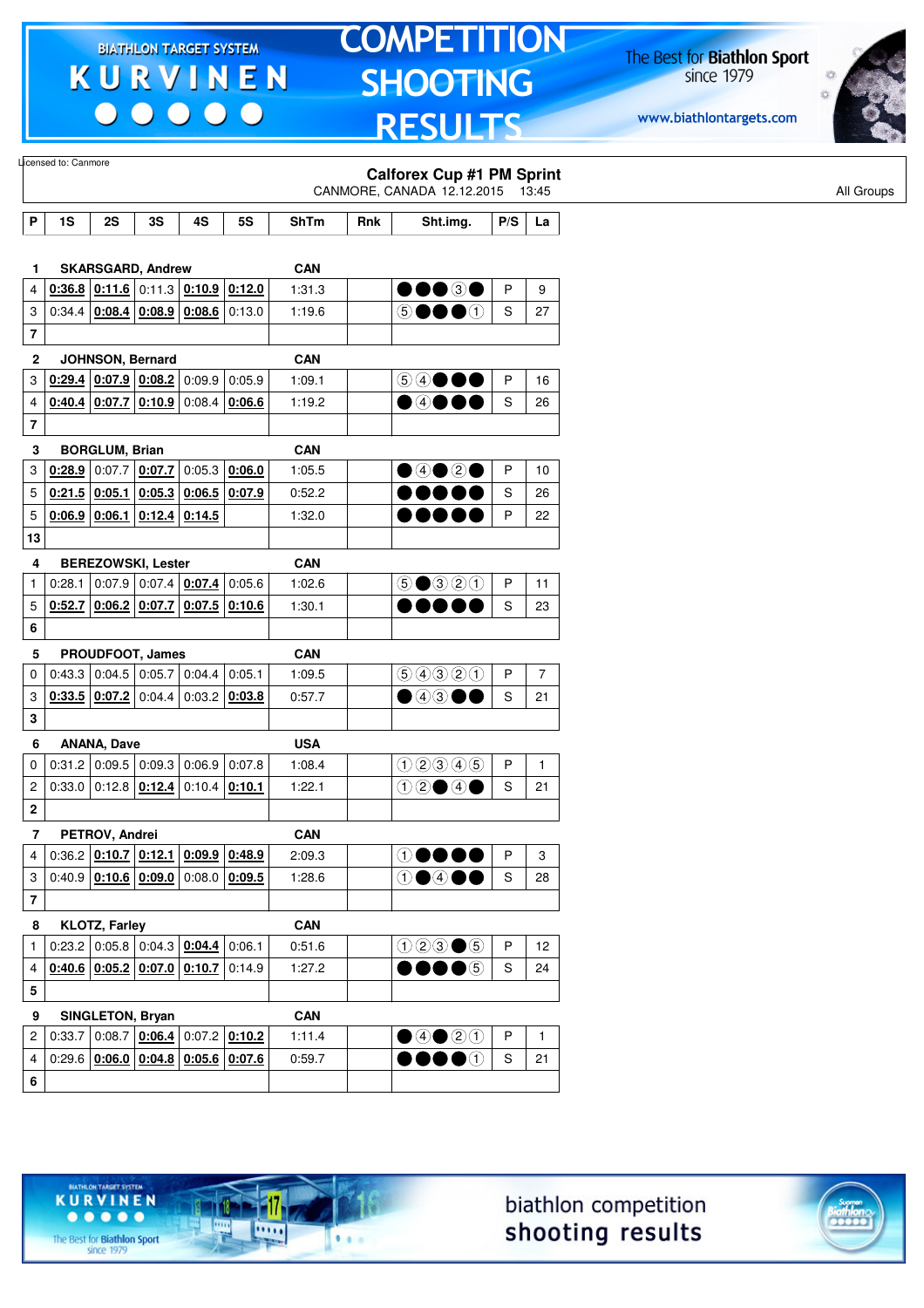Licensed to: Canmore

# Calforex Cup #1 PM Sprint

CANMORE, CANADA 12.12.2015 13:45

All Groups

| P | 1S | 2S | 3S | 4S | 5S | ShTm | Rnk | Sht.img. | P/S | La |
|---|---|---|---|---|---|---|---|---|---|---|
| **1** | **SKARSGARD, Andrew** | | | | | **CAN** | | | | |
| 4 | 0:36.8 | 0:11.6 | 0:11.3 | 0:10.9 | 0:12.0 | 1:31.3 | | ●●●③● | P | 9 |
| 3 | 0:34.4 | 0:08.4 | 0:08.9 | 0:08.6 | 0:13.0 | 1:19.6 | | ⑤●●●① | S | 27 |
| **7** | | | | | | | | | | |
| **2** | **JOHNSON, Bernard** | | | | | **CAN** | | | | |
| 3 | 0:29.4 | 0:07.9 | 0:08.2 | 0:09.9 | 0:05.9 | 1:09.1 | | ⑤④●●● | P | 16 |
| 4 | 0:40.4 | 0:07.7 | 0:10.9 | 0:08.4 | 0:06.6 | 1:19.2 | | ●④●●● | S | 26 |
| **7** | | | | | | | | | | |
| **3** | **BORGLUM, Brian** | | | | | **CAN** | | | | |
| 3 | 0:28.9 | 0:07.7 | 0:07.7 | 0:05.3 | 0:06.0 | 1:05.5 | | ●④●②● | P | 10 |
| 5 | 0:21.5 | 0:05.1 | 0:05.3 | 0:06.5 | 0:07.9 | 0:52.2 | | ●●●●● | S | 26 |
| 5 | 0:06.9 | 0:06.1 | 0:12.4 | 0:14.5 | | 1:32.0 | | ●●●●● | P | 22 |
| **13** | | | | | | | | | | |
| **4** | **BEREZOWSKI, Lester** | | | | | **CAN** | | | | |
| 1 | 0:28.1 | 0:07.9 | 0:07.4 | 0:07.4 | 0:05.6 | 1:02.6 | | ⑤●③②① | P | 11 |
| 5 | 0:52.7 | 0:06.2 | 0:07.7 | 0:07.5 | 0:10.6 | 1:30.1 | | ●●●●● | S | 23 |
| **6** | | | | | | | | | | |
| **5** | **PROUDFOOT, James** | | | | | **CAN** | | | | |
| 0 | 0:43.3 | 0:04.5 | 0:05.7 | 0:04.4 | 0:05.1 | 1:09.5 | | ⑤④③②① | P | 7 |
| 3 | 0:33.5 | 0:07.2 | 0:04.4 | 0:03.2 | 0:03.8 | 0:57.7 | | ●④③●● | S | 21 |
| **3** | | | | | | | | | | |
| **6** | **ANANA, Dave** | | | | | **USA** | | | | |
| 0 | 0:31.2 | 0:09.5 | 0:09.3 | 0:06.9 | 0:07.8 | 1:08.4 | | ①②③④⑤ | P | 1 |
| 2 | 0:33.0 | 0:12.8 | 0:12.4 | 0:10.4 | 0:10.1 | 1:22.1 | | ①②●④● | S | 21 |
| **2** | | | | | | | | | | |
| **7** | **PETROV, Andrei** | | | | | **CAN** | | | | |
| 4 | 0:36.2 | 0:10.7 | 0:12.1 | 0:09.9 | 0:48.9 | 2:09.3 | | ①●●●● | P | 3 |
| 3 | 0:40.9 | 0:10.6 | 0:09.0 | 0:08.0 | 0:09.5 | 1:28.6 | | ①●④●● | S | 28 |
| **7** | | | | | | | | | | |
| **8** | **KLOTZ, Farley** | | | | | **CAN** | | | | |
| 1 | 0:23.2 | 0:05.8 | 0:04.3 | 0:04.4 | 0:06.1 | 0:51.6 | | ①②③●⑤ | P | 12 |
| 4 | 0:40.6 | 0:05.2 | 0:07.0 | 0:10.7 | 0:14.9 | 1:27.2 | | ●●●●⑤ | S | 24 |
| **5** | | | | | | | | | | |
| **9** | **SINGLETON, Bryan** | | | | | **CAN** | | | | |
| 2 | 0:33.7 | 0:08.7 | 0:06.4 | 0:07.2 | 0:10.2 | 1:11.4 | | ●④●②① | P | 1 |
| 4 | 0:29.6 | 0:06.0 | 0:04.8 | 0:05.6 | 0:07.6 | 0:59.7 | | ●●●●① | S | 21 |
| **6** | | | | | | | | | | |

biathlon competition shooting results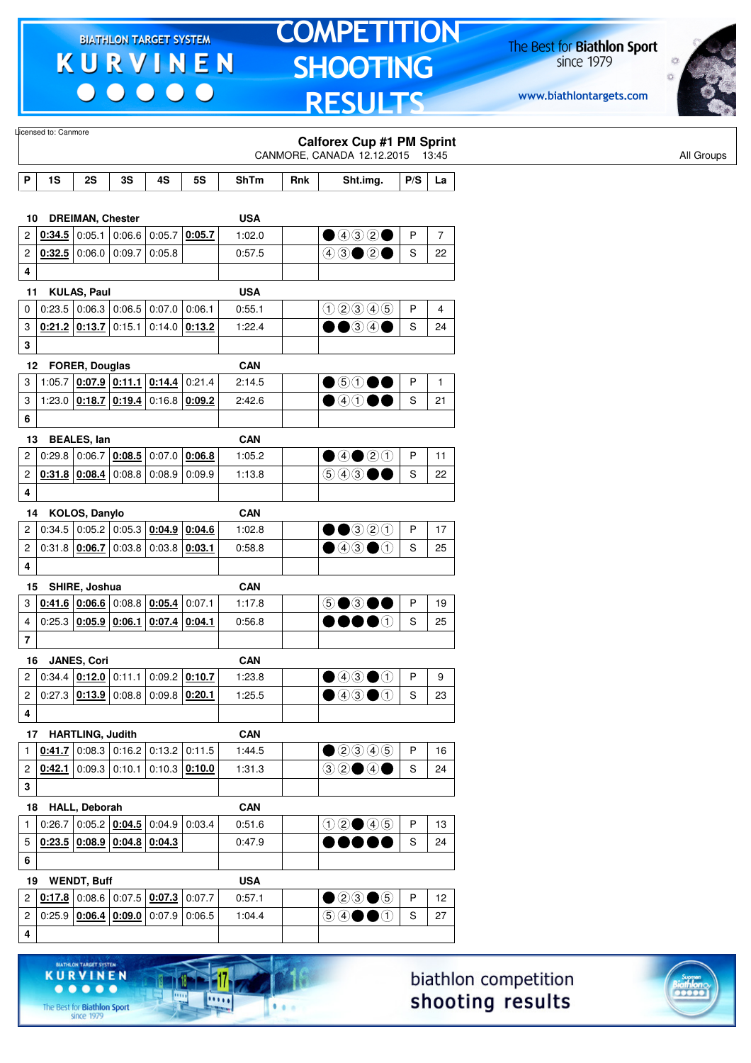Licensed to: Canmore

## Calforex Cup #1 PM Sprint

CANMORE, CANADA 12.12.2015 13:45

All Groups

| P | 1S | 2S | 3S | 4S | 5S | ShTm | Rnk | Sht.img. | P/S | La |
|---|---|---|---|---|---|---|---|---|---|---|
| **10** | **DREIMAN, Chester** | | | | | **USA** | | | | |
| 2 | **0:34.5** | 0:05.1 | 0:06.6 | 0:05.7 | **0:05.7** | 1:02.0 | | ● ④ ③ ② ● | P | 7 |
| 2 | **0:32.5** | 0:06.0 | 0:09.7 | 0:05.8 | | 0:57.5 | | ④ ③ ● ② ● | S | 22 |
| 4 | | | | | | | | | | |
| **11** | **KULAS, Paul** | | | | | **USA** | | | | |
| 0 | 0:23.5 | 0:06.3 | 0:06.5 | 0:07.0 | 0:06.1 | 0:55.1 | | ① ② ③ ④ ⑤ | P | 4 |
| 3 | **0:21.2** | **0:13.7** | 0:15.1 | 0:14.0 | **0:13.2** | 1:22.4 | | ● ● ③ ④ ● | S | 24 |
| 3 | | | | | | | | | | |
| **12** | **FORER, Douglas** | | | | | **CAN** | | | | |
| 3 | 1:05.7 | **0:07.9** | **0:11.1** | **0:14.4** | 0:21.4 | 2:14.5 | | ● ⑤ ① ● ● | P | 1 |
| 3 | 1:23.0 | **0:18.7** | **0:19.4** | 0:16.8 | **0:09.2** | 2:42.6 | | ● ④ ① ● ● | S | 21 |
| 6 | | | | | | | | | | |
| **13** | **BEALES, Ian** | | | | | **CAN** | | | | |
| 2 | 0:29.8 | 0:06.7 | **0:08.5** | 0:07.0 | **0:06.8** | 1:05.2 | | ● ④ ● ② ① | P | 11 |
| 2 | **0:31.8** | **0:08.4** | 0:08.8 | 0:08.9 | 0:09.9 | 1:13.8 | | ⑤ ④ ③ ● ● | S | 22 |
| 4 | | | | | | | | | | |
| **14** | **KOLOS, Danylo** | | | | | **CAN** | | | | |
| 2 | 0:34.5 | 0:05.2 | 0:05.3 | **0:04.9** | **0:04.6** | 1:02.8 | | ● ● ③ ② ① | P | 17 |
| 2 | 0:31.8 | **0:06.7** | 0:03.8 | 0:03.8 | **0:03.1** | 0:58.8 | | ● ④ ③ ● ① | S | 25 |
| 4 | | | | | | | | | | |
| **15** | **SHIRE, Joshua** | | | | | **CAN** | | | | |
| 3 | **0:41.6** | **0:06.6** | 0:08.8 | **0:05.4** | 0:07.1 | 1:17.8 | | ⑤ ● ③ ● ● | P | 19 |
| 4 | 0:25.3 | **0:05.9** | **0:06.1** | **0:07.4** | **0:04.1** | 0:56.8 | | ● ● ● ● ① | S | 25 |
| 7 | | | | | | | | | | |
| **16** | **JANES, Cori** | | | | | **CAN** | | | | |
| 2 | 0:34.4 | **0:12.0** | 0:11.1 | 0:09.2 | **0:10.7** | 1:23.8 | | ● ④ ③ ● ① | P | 9 |
| 2 | 0:27.3 | **0:13.9** | 0:08.8 | 0:09.8 | **0:20.1** | 1:25.5 | | ● ④ ③ ● ① | S | 23 |
| 4 | | | | | | | | | | |
| **17** | **HARTLING, Judith** | | | | | **CAN** | | | | |
| 1 | **0:41.7** | 0:08.3 | 0:16.2 | 0:13.2 | 0:11.5 | 1:44.5 | | ● ② ③ ④ ⑤ | P | 16 |
| 2 | **0:42.1** | 0:09.3 | 0:10.1 | 0:10.3 | **0:10.0** | 1:31.3 | | ③ ② ● ④ ● | S | 24 |
| 3 | | | | | | | | | | |
| **18** | **HALL, Deborah** | | | | | **CAN** | | | | |
| 1 | 0:26.7 | 0:05.2 | **0:04.5** | 0:04.9 | 0:03.4 | 0:51.6 | | ① ② ● ④ ⑤ | P | 13 |
| 5 | **0:23.5** | **0:08.9** | **0:04.8** | **0:04.3** | | 0:47.9 | | ● ● ● ● ● | S | 24 |
| 6 | | | | | | | | | | |
| **19** | **WENDT, Buff** | | | | | **USA** | | | | |
| 2 | **0:17.8** | 0:08.6 | 0:07.5 | **0:07.3** | 0:07.7 | 0:57.1 | | ● ② ③ ● ⑤ | P | 12 |
| 2 | 0:25.9 | **0:06.4** | **0:09.0** | 0:07.9 | 0:06.5 | 1:04.4 | | ⑤ ④ ● ● ① | S | 27 |
| 4 | | | | | | | | | | |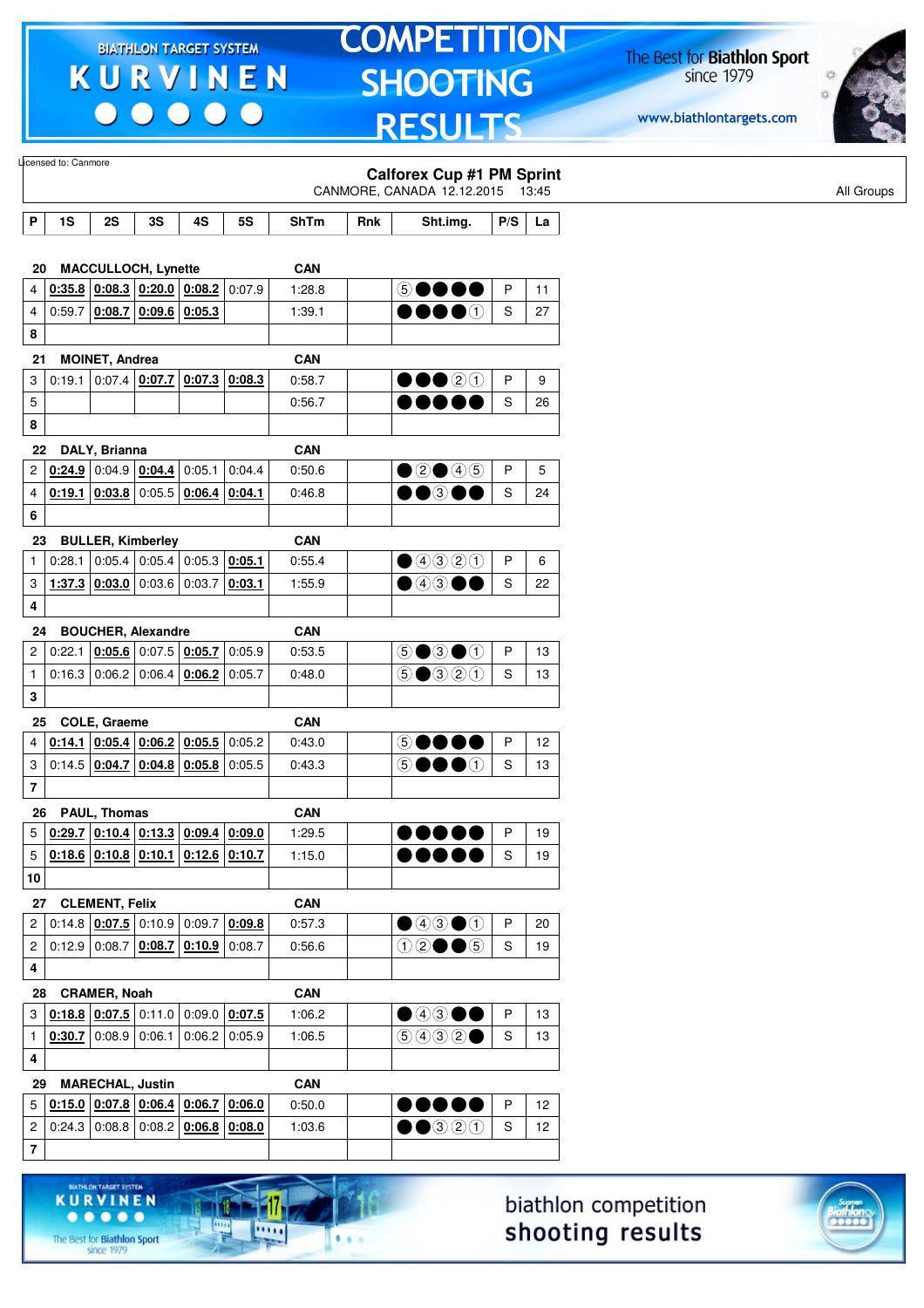Licensed to: Canmore

## Calforex Cup #1 PM Sprint

CANMORE, CANADA 12.12.2015 13:45

All Groups

| P | 1S | 2S | 3S | 4S | 5S | ShTm | Rnk | Sht.img. | P/S | La |
|---|---|---|---|---|---|---|---|---|---|---|
| **20** | **MACCULLOCH, Lynette** | | | | | **CAN** | | | | |
| 4 | 0:35.8 | 0:08.3 | 0:20.0 | 0:08.2 | 0:07.9 | 1:28.8 | | ⑤●●●● | P | 11 |
| 4 | 0:59.7 | 0:08.7 | 0:09.6 | 0:05.3 | | 1:39.1 | | ●●●●① | S | 27 |
| **8** | | | | | | | | | | |
| **21** | **MOINET, Andrea** | | | | | **CAN** | | | | |
| 3 | 0:19.1 | 0:07.4 | 0:07.7 | 0:07.3 | 0:08.3 | 0:58.7 | | ●●●②① | P | 9 |
| 5 | | | | | | 0:56.7 | | ●●●●● | S | 26 |
| **8** | | | | | | | | | | |
| **22** | **DALY, Brianna** | | | | | **CAN** | | | | |
| 2 | 0:24.9 | 0:04.9 | 0:04.4 | 0:05.1 | 0:04.4 | 0:50.6 | | ●②●④⑤ | P | 5 |
| 4 | 0:19.1 | 0:03.8 | 0:05.5 | 0:06.4 | 0:04.1 | 0:46.8 | | ●●③●● | S | 24 |
| **6** | | | | | | | | | | |
| **23** | **BULLER, Kimberley** | | | | | **CAN** | | | | |
| 1 | 0:28.1 | 0:05.4 | 0:05.4 | 0:05.3 | 0:05.1 | 0:55.4 | | ●④③②① | P | 6 |
| 3 | 1:37.3 | 0:03.0 | 0:03.6 | 0:03.7 | 0:03.1 | 1:55.9 | | ●④③●● | S | 22 |
| **4** | | | | | | | | | | |
| **24** | **BOUCHER, Alexandre** | | | | | **CAN** | | | | |
| 2 | 0:22.1 | 0:05.6 | 0:07.5 | 0:05.7 | 0:05.9 | 0:53.5 | | ⑤●③●① | P | 13 |
| 1 | 0:16.3 | 0:06.2 | 0:06.4 | 0:06.2 | 0:05.7 | 0:48.0 | | ⑤●③②① | S | 13 |
| **3** | | | | | | | | | | |
| **25** | **COLE, Graeme** | | | | | **CAN** | | | | |
| 4 | 0:14.1 | 0:05.4 | 0:06.2 | 0:05.5 | 0:05.2 | 0:43.0 | | ⑤●●●● | P | 12 |
| 3 | 0:14.5 | 0:04.7 | 0:04.8 | 0:05.8 | 0:05.5 | 0:43.3 | | ⑤●●●① | S | 13 |
| **7** | | | | | | | | | | |
| **26** | **PAUL, Thomas** | | | | | **CAN** | | | | |
| 5 | 0:29.7 | 0:10.4 | 0:13.3 | 0:09.4 | 0:09.0 | 1:29.5 | | ●●●●● | P | 19 |
| 5 | 0:18.6 | 0:10.8 | 0:10.1 | 0:12.6 | 0:10.7 | 1:15.0 | | ●●●●● | S | 19 |
| **10** | | | | | | | | | | |
| **27** | **CLEMENT, Felix** | | | | | **CAN** | | | | |
| 2 | 0:14.8 | 0:07.5 | 0:10.9 | 0:09.7 | 0:09.8 | 0:57.3 | | ●④③●① | P | 20 |
| 2 | 0:12.9 | 0:08.7 | 0:08.7 | 0:10.9 | 0:08.7 | 0:56.6 | | ①②●●⑤ | S | 19 |
| **4** | | | | | | | | | | |
| **28** | **CRAMER, Noah** | | | | | **CAN** | | | | |
| 3 | 0:18.8 | 0:07.5 | 0:11.0 | 0:09.0 | 0:07.5 | 1:06.2 | | ●④③●● | P | 13 |
| 1 | 0:30.7 | 0:08.9 | 0:06.1 | 0:06.2 | 0:05.9 | 1:06.5 | | ⑤④③②● | S | 13 |
| **4** | | | | | | | | | | |
| **29** | **MARECHAL, Justin** | | | | | **CAN** | | | | |
| 5 | 0:15.0 | 0:07.8 | 0:06.4 | 0:06.7 | 0:06.0 | 0:50.0 | | ●●●●● | P | 12 |
| 2 | 0:24.3 | 0:08.8 | 0:08.2 | 0:06.8 | 0:08.0 | 1:03.6 | | ●●③②① | S | 12 |
| **7** | | | | | | | | | | |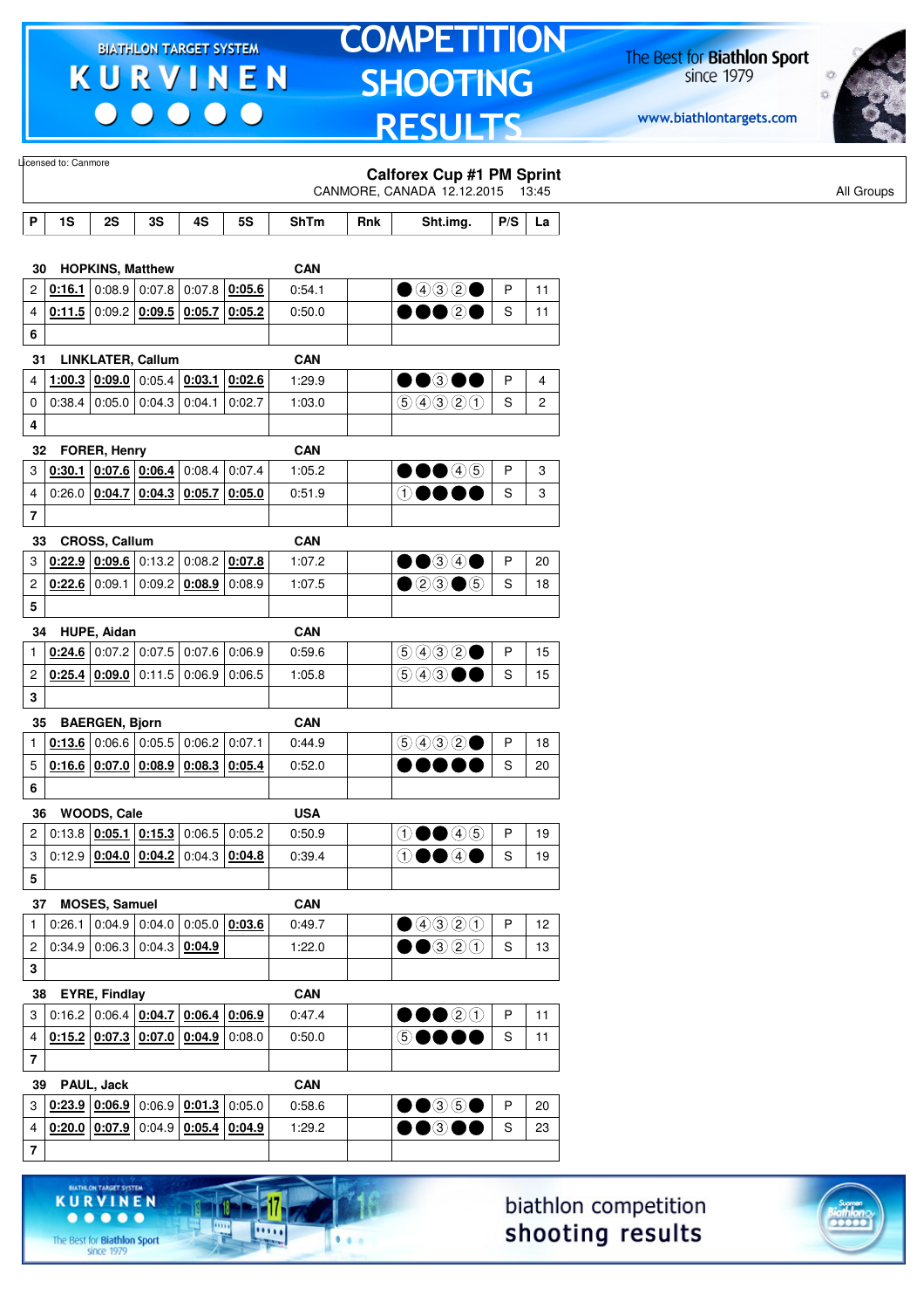Licensed to: Canmore

## Calforex Cup #1 PM Sprint

CANMORE, CANADA 12.12.2015 13:45

All Groups

| P | 1S | 2S | 3S | 4S | 5S | ShTm | Rnk | Sht.img. | P/S | La |
|---|---|---|---|---|---|---|---|---|---|---|
| **30** | **HOPKINS, Matthew** | | | | | **CAN** | | | | |
| 2 | **0:16.1** | 0:08.9 | 0:07.8 | 0:07.8 | **0:05.6** | 0:54.1 | | ● ④ ③ ② ● | P | 11 |
| 4 | **0:11.5** | 0:09.2 | **0:09.5** | **0:05.7** | **0:05.2** | 0:50.0 | | ● ● ● ② ● | S | 11 |
| **6** | | | | | | | | | | |
| **31** | **LINKLATER, Callum** | | | | | **CAN** | | | | |
| 4 | **1:00.3** | **0:09.0** | 0:05.4 | **0:03.1** | **0:02.6** | 1:29.9 | | ● ● ③ ● ● | P | 4 |
| 0 | 0:38.4 | 0:05.0 | 0:04.3 | 0:04.1 | 0:02.7 | 1:03.0 | | ⑤ ④ ③ ② ① | S | 2 |
| **4** | | | | | | | | | | |
| **32** | **FORER, Henry** | | | | | **CAN** | | | | |
| 3 | **0:30.1** | **0:07.6** | **0:06.4** | 0:08.4 | 0:07.4 | 1:05.2 | | ● ● ● ④ ⑤ | P | 3 |
| 4 | 0:26.0 | **0:04.7** | **0:04.3** | **0:05.7** | **0:05.0** | 0:51.9 | | ① ● ● ● ● | S | 3 |
| **7** | | | | | | | | | | |
| **33** | **CROSS, Callum** | | | | | **CAN** | | | | |
| 3 | **0:22.9** | **0:09.6** | 0:13.2 | 0:08.2 | **0:07.8** | 1:07.2 | | ● ● ③ ④ ● | P | 20 |
| 2 | **0:22.6** | 0:09.1 | 0:09.2 | **0:08.9** | 0:08.9 | 1:07.5 | | ● ② ③ ● ⑤ | S | 18 |
| **5** | | | | | | | | | | |
| **34** | **HUPE, Aidan** | | | | | **CAN** | | | | |
| 1 | **0:24.6** | 0:07.2 | 0:07.5 | 0:07.6 | 0:06.9 | 0:59.6 | | ⑤ ④ ③ ② ● | P | 15 |
| 2 | **0:25.4** | **0:09.0** | 0:11.5 | 0:06.9 | 0:06.5 | 1:05.8 | | ⑤ ④ ③ ● ● | S | 15 |
| **3** | | | | | | | | | | |
| **35** | **BAERGEN, Bjorn** | | | | | **CAN** | | | | |
| 1 | **0:13.6** | 0:06.6 | 0:05.5 | 0:06.2 | 0:07.1 | 0:44.9 | | ⑤ ④ ③ ② ● | P | 18 |
| 5 | **0:16.6** | **0:07.0** | **0:08.9** | **0:08.3** | **0:05.4** | 0:52.0 | | ● ● ● ● ● | S | 20 |
| **6** | | | | | | | | | | |
| **36** | **WOODS, Cale** | | | | | **USA** | | | | |
| 2 | 0:13.8 | **0:05.1** | **0:15.3** | 0:06.5 | 0:05.2 | 0:50.9 | | ① ● ● ④ ⑤ | P | 19 |
| 3 | 0:12.9 | **0:04.0** | **0:04.2** | 0:04.3 | **0:04.8** | 0:39.4 | | ① ● ● ④ ● | S | 19 |
| **5** | | | | | | | | | | |
| **37** | **MOSES, Samuel** | | | | | **CAN** | | | | |
| 1 | 0:26.1 | 0:04.9 | 0:04.0 | 0:05.0 | **0:03.6** | 0:49.7 | | ● ④ ③ ② ① | P | 12 |
| 2 | 0:34.9 | 0:06.3 | 0:04.3 | **0:04.9** | | 1:22.0 | | ● ● ③ ② ① | S | 13 |
| **3** | | | | | | | | | | |
| **38** | **EYRE, Findlay** | | | | | **CAN** | | | | |
| 3 | 0:16.2 | 0:06.4 | **0:04.7** | **0:06.4** | **0:06.9** | 0:47.4 | | ● ● ● ② ① | P | 11 |
| 4 | **0:15.2** | **0:07.3** | **0:07.0** | **0:04.9** | 0:08.0 | 0:50.0 | | ⑤ ● ● ● ● | S | 11 |
| **7** | | | | | | | | | | |
| **39** | **PAUL, Jack** | | | | | **CAN** | | | | |
| 3 | **0:23.9** | **0:06.9** | 0:06.9 | **0:01.3** | 0:05.0 | 0:58.6 | | ● ● ③ ⑤ ● | P | 20 |
| 4 | **0:20.0** | **0:07.9** | 0:04.9 | **0:05.4** | **0:04.9** | 1:29.2 | | ● ● ③ ● ● | S | 23 |
| **7** | | | | | | | | | | |

biathlon competition shooting results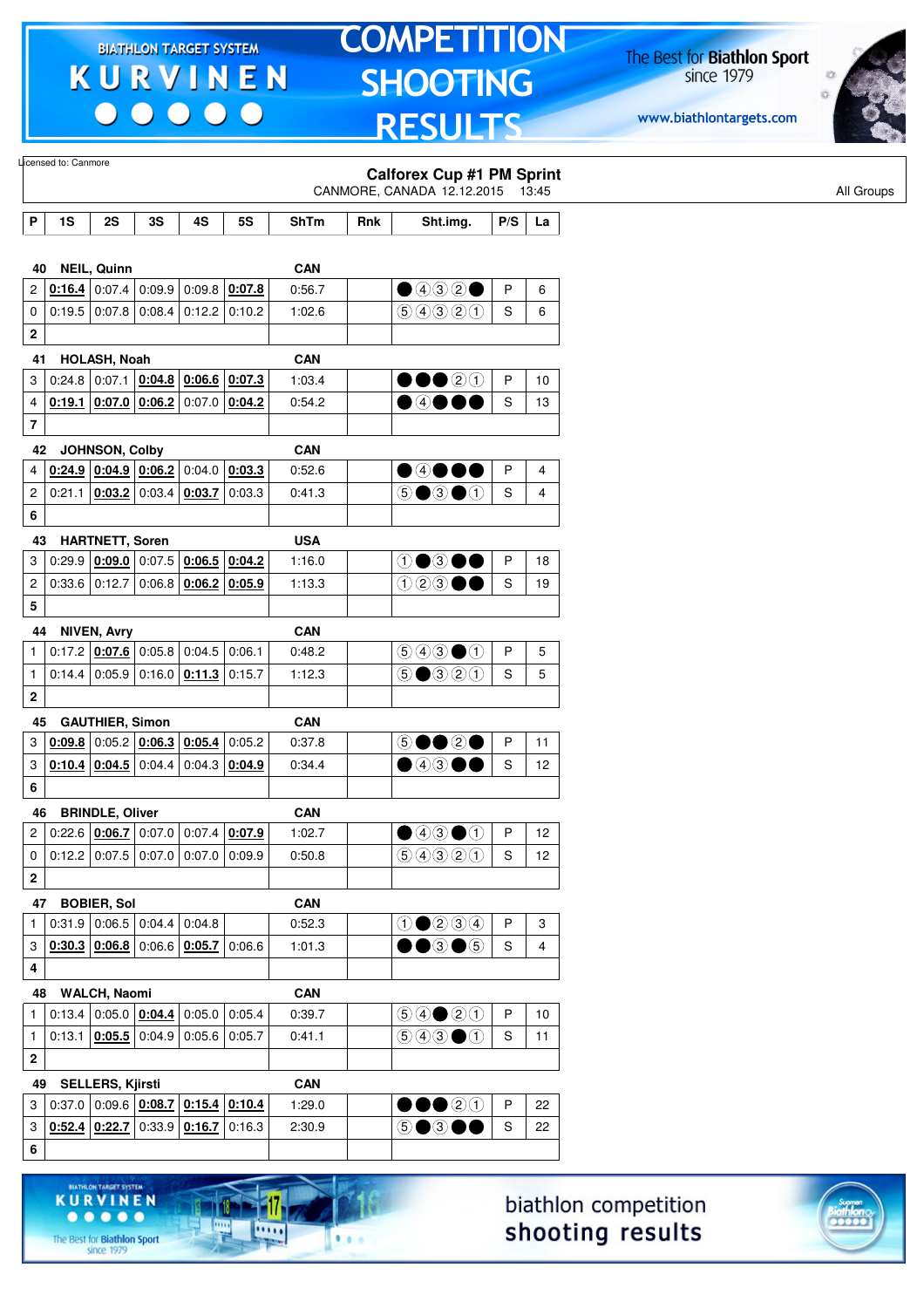Licensed to: Canmore

## Calforex Cup #1 PM Sprint

CANMORE, CANADA 12.12.2015 13:45

All Groups

| P | 1S | 2S | 3S | 4S | 5S | ShTm | Rnk | Sht.img. | P/S | La |
|---|---|---|---|---|---|---|---|---|---|---|
| **40** | **NEIL, Quinn** | | | | | **CAN** | | | | |
| 2 | 0:16.4 | 0:07.4 | 0:09.9 | 0:09.8 | 0:07.8 | 0:56.7 | | ●④③②● | P | 6 |
| 0 | 0:19.5 | 0:07.8 | 0:08.4 | 0:12.2 | 0:10.2 | 1:02.6 | | ⑤④③②① | S | 6 |
| **2** | | | | | | | | | | |
| **41** | **HOLASH, Noah** | | | | | **CAN** | | | | |
| 3 | 0:24.8 | 0:07.1 | 0:04.8 | 0:06.6 | 0:07.3 | 1:03.4 | | ●●●②① | P | 10 |
| 4 | 0:19.1 | 0:07.0 | 0:06.2 | 0:07.0 | 0:04.2 | 0:54.2 | | ●④●●● | S | 13 |
| **7** | | | | | | | | | | |
| **42** | **JOHNSON, Colby** | | | | | **CAN** | | | | |
| 4 | 0:24.9 | 0:04.9 | 0:06.2 | 0:04.0 | 0:03.3 | 0:52.6 | | ●④●●● | P | 4 |
| 2 | 0:21.1 | 0:03.2 | 0:03.4 | 0:03.7 | 0:03.3 | 0:41.3 | | ⑤●③●① | S | 4 |
| **6** | | | | | | | | | | |
| **43** | **HARTNETT, Soren** | | | | | **USA** | | | | |
| 3 | 0:29.9 | 0:09.0 | 0:07.5 | 0:06.5 | 0:04.2 | 1:16.0 | | ①●③●● | P | 18 |
| 2 | 0:33.6 | 0:12.7 | 0:06.8 | 0:06.2 | 0:05.9 | 1:13.3 | | ①②③●● | S | 19 |
| **5** | | | | | | | | | | |
| **44** | **NIVEN, Avry** | | | | | **CAN** | | | | |
| 1 | 0:17.2 | 0:07.6 | 0:05.8 | 0:04.5 | 0:06.1 | 0:48.2 | | ⑤④③●① | P | 5 |
| 1 | 0:14.4 | 0:05.9 | 0:16.0 | 0:11.3 | 0:15.7 | 1:12.3 | | ⑤●③②① | S | 5 |
| **2** | | | | | | | | | | |
| **45** | **GAUTHIER, Simon** | | | | | **CAN** | | | | |
| 3 | 0:09.8 | 0:05.2 | 0:06.3 | 0:05.4 | 0:05.2 | 0:37.8 | | ⑤●●②● | P | 11 |
| 3 | 0:10.4 | 0:04.5 | 0:04.4 | 0:04.3 | 0:04.9 | 0:34.4 | | ●④③●● | S | 12 |
| **6** | | | | | | | | | | |
| **46** | **BRINDLE, Oliver** | | | | | **CAN** | | | | |
| 2 | 0:22.6 | 0:06.7 | 0:07.0 | 0:07.4 | 0:07.9 | 1:02.7 | | ●④③●① | P | 12 |
| 0 | 0:12.2 | 0:07.5 | 0:07.0 | 0:07.0 | 0:09.9 | 0:50.8 | | ⑤④③②① | S | 12 |
| **2** | | | | | | | | | | |
| **47** | **BOBIER, Sol** | | | | | **CAN** | | | | |
| 1 | 0:31.9 | 0:06.5 | 0:04.4 | 0:04.8 | | 0:52.3 | | ①●②③④ | P | 3 |
| 3 | 0:30.3 | 0:06.8 | 0:06.6 | 0:05.7 | 0:06.6 | 1:01.3 | | ●●③●⑤ | S | 4 |
| **4** | | | | | | | | | | |
| **48** | **WALCH, Naomi** | | | | | **CAN** | | | | |
| 1 | 0:13.4 | 0:05.0 | 0:04.4 | 0:05.0 | 0:05.4 | 0:39.7 | | ⑤④●②① | P | 10 |
| 1 | 0:13.1 | 0:05.5 | 0:04.9 | 0:05.6 | 0:05.7 | 0:41.1 | | ⑤④③●① | S | 11 |
| **2** | | | | | | | | | | |
| **49** | **SELLERS, Kjirsti** | | | | | **CAN** | | | | |
| 3 | 0:37.0 | 0:09.6 | 0:08.7 | 0:15.4 | 0:10.4 | 1:29.0 | | ●●●②① | P | 22 |
| 3 | 0:52.4 | 0:22.7 | 0:33.9 | 0:16.7 | 0:16.3 | 2:30.9 | | ⑤●③●● | S | 22 |
| **6** | | | | | | | | | | |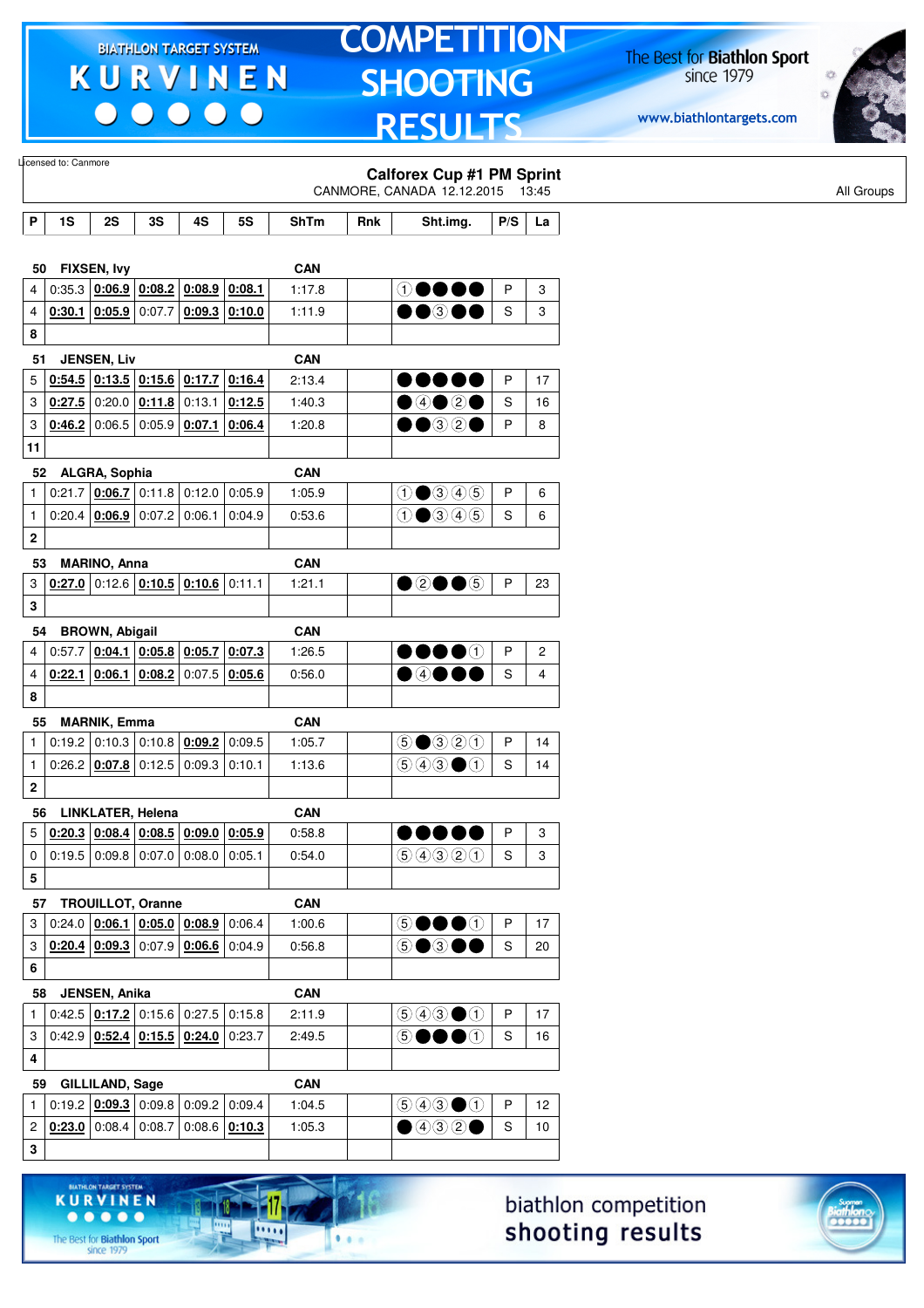Licensed to: Canmore

## Calforex Cup #1 PM Sprint

CANMORE, CANADA 12.12.2015 13:45

All Groups

| P | 1S | 2S | 3S | 4S | 5S | ShTm | Rnk | Sht.img. | P/S | La |
|---|---|---|---|---|---|---|---|---|---|---|
| **50** | **FIXSEN, Ivy** | | | | | **CAN** | | | | |
| 4 | 0:35.3 | **0:06.9** | **0:08.2** | **0:08.9** | **0:08.1** | 1:17.8 | | ①●●●● | P | 3 |
| 4 | **0:30.1** | **0:05.9** | 0:07.7 | **0:09.3** | **0:10.0** | 1:11.9 | | ●●③●● | S | 3 |
| **8** | | | | | | | | | | |
| **51** | **JENSEN, Liv** | | | | | **CAN** | | | | |
| 5 | **0:54.5** | **0:13.5** | **0:15.6** | **0:17.7** | **0:16.4** | 2:13.4 | | ●●●●● | P | 17 |
| 3 | **0:27.5** | 0:20.0 | **0:11.8** | 0:13.1 | **0:12.5** | 1:40.3 | | ●④●②● | S | 16 |
| 3 | **0:46.2** | 0:06.5 | 0:05.9 | **0:07.1** | **0:06.4** | 1:20.8 | | ●●③②● | P | 8 |
| **11** | | | | | | | | | | |
| **52** | **ALGRA, Sophia** | | | | | **CAN** | | | | |
| 1 | 0:21.7 | **0:06.7** | 0:11.8 | 0:12.0 | 0:05.9 | 1:05.9 | | ①●③④⑤ | P | 6 |
| 1 | 0:20.4 | **0:06.9** | 0:07.2 | 0:06.1 | 0:04.9 | 0:53.6 | | ①●③④⑤ | S | 6 |
| **2** | | | | | | | | | | |
| **53** | **MARINO, Anna** | | | | | **CAN** | | | | |
| 3 | **0:27.0** | 0:12.6 | **0:10.5** | **0:10.6** | 0:11.1 | 1:21.1 | | ●②●●⑤ | P | 23 |
| **3** | | | | | | | | | | |
| **54** | **BROWN, Abigail** | | | | | **CAN** | | | | |
| 4 | 0:57.7 | **0:04.1** | **0:05.8** | **0:05.7** | **0:07.3** | 1:26.5 | | ●●●●① | P | 2 |
| 4 | **0:22.1** | **0:06.1** | **0:08.2** | 0:07.5 | **0:05.6** | 0:56.0 | | ●④●●● | S | 4 |
| **8** | | | | | | | | | | |
| **55** | **MARNIK, Emma** | | | | | **CAN** | | | | |
| 1 | 0:19.2 | 0:10.3 | 0:10.8 | **0:09.2** | 0:09.5 | 1:05.7 | | ⑤●③②① | P | 14 |
| 1 | 0:26.2 | **0:07.8** | 0:12.5 | 0:09.3 | 0:10.1 | 1:13.6 | | ⑤④③●① | S | 14 |
| **2** | | | | | | | | | | |
| **56** | **LINKLATER, Helena** | | | | | **CAN** | | | | |
| 5 | **0:20.3** | **0:08.4** | **0:08.5** | **0:09.0** | **0:05.9** | 0:58.8 | | ●●●●● | P | 3 |
| 0 | 0:19.5 | 0:09.8 | 0:07.0 | 0:08.0 | 0:05.1 | 0:54.0 | | ⑤④③②① | S | 3 |
| **5** | | | | | | | | | | |
| **57** | **TROUILLOT, Oranne** | | | | | **CAN** | | | | |
| 3 | 0:24.0 | **0:06.1** | **0:05.0** | **0:08.9** | 0:06.4 | 1:00.6 | | ⑤●●●① | P | 17 |
| 3 | **0:20.4** | **0:09.3** | 0:07.9 | **0:06.6** | 0:04.9 | 0:56.8 | | ⑤●③●● | S | 20 |
| **6** | | | | | | | | | | |
| **58** | **JENSEN, Anika** | | | | | **CAN** | | | | |
| 1 | 0:42.5 | **0:17.2** | 0:15.6 | 0:27.5 | 0:15.8 | 2:11.9 | | ⑤④③●① | P | 17 |
| 3 | 0:42.9 | **0:52.4** | **0:15.5** | **0:24.0** | 0:23.7 | 2:49.5 | | ⑤●●●① | S | 16 |
| **4** | | | | | | | | | | |
| **59** | **GILLILAND, Sage** | | | | | **CAN** | | | | |
| 1 | 0:19.2 | **0:09.3** | 0:09.8 | 0:09.2 | 0:09.4 | 1:04.5 | | ⑤④③●① | P | 12 |
| 2 | **0:23.0** | 0:08.4 | 0:08.7 | 0:08.6 | **0:10.3** | 1:05.3 | | ●④③②● | S | 10 |
| **3** | | | | | | | | | | |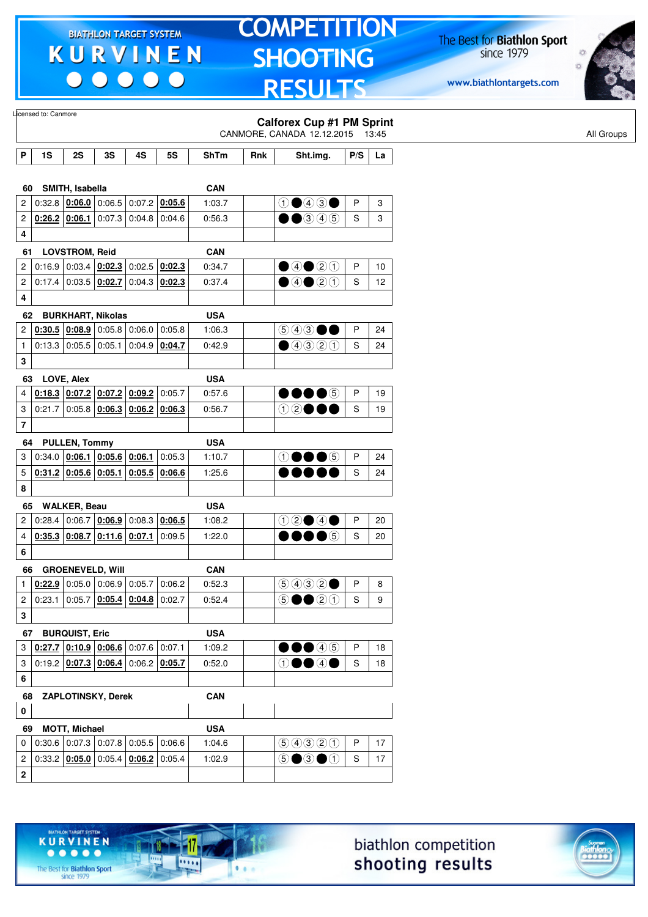BIATHLON TARGET SYSTEM **KURVINEN**

# COMPETITION SHOOTING RESULTS

The Best for Biathlon Sport since 1979

www.biathlontargets.com

Licensed to: Canmore

## Calforex Cup #1 PM Sprint

CANMORE, CANADA 12.12.2015 13:45

All Groups

| P | 1S | 2S | 3S | 4S | 5S | ShTm | Rnk | Sht.img. | P/S | La |
|---|---|---|---|---|---|---|---|---|---|---|
| **60** | **SMITH, Isabella** | | | | | **CAN** | | | | |
| 2 | 0:32.8 | 0:06.0 | 0:06.5 | 0:07.2 | 0:05.6 | 1:03.7 | | ①●④③● | P | 3 |
| 2 | 0:26.2 | 0:06.1 | 0:07.3 | 0:04.8 | 0:04.6 | 0:56.3 | | ●●③④⑤ | S | 3 |
| **4** | | | | | | | | | | |
| **61** | **LOVSTROM, Reid** | | | | | **CAN** | | | | |
| 2 | 0:16.9 | 0:03.4 | 0:02.3 | 0:02.5 | 0:02.3 | 0:34.7 | | ●④●②① | P | 10 |
| 2 | 0:17.4 | 0:03.5 | 0:02.7 | 0:04.3 | 0:02.3 | 0:37.4 | | ●④●②① | S | 12 |
| **4** | | | | | | | | | | |
| **62** | **BURKHART, Nikolas** | | | | | **USA** | | | | |
| 2 | 0:30.5 | 0:08.9 | 0:05.8 | 0:06.0 | 0:05.8 | 1:06.3 | | ⑤④③●● | P | 24 |
| 1 | 0:13.3 | 0:05.5 | 0:05.1 | 0:04.9 | 0:04.7 | 0:42.9 | | ●④③②① | S | 24 |
| **3** | | | | | | | | | | |
| **63** | **LOVE, Alex** | | | | | **USA** | | | | |
| 4 | 0:18.3 | 0:07.2 | 0:07.2 | 0:09.2 | 0:05.7 | 0:57.6 | | ●●●●⑤ | P | 19 |
| 3 | 0:21.7 | 0:05.8 | 0:06.3 | 0:06.2 | 0:06.3 | 0:56.7 | | ①②●●● | S | 19 |
| **7** | | | | | | | | | | |
| **64** | **PULLEN, Tommy** | | | | | **USA** | | | | |
| 3 | 0:34.0 | 0:06.1 | 0:05.6 | 0:06.1 | 0:05.3 | 1:10.7 | | ①●●●⑤ | P | 24 |
| 5 | 0:31.2 | 0:05.6 | 0:05.1 | 0:05.5 | 0:06.6 | 1:25.6 | | ●●●●● | S | 24 |
| **8** | | | | | | | | | | |
| **65** | **WALKER, Beau** | | | | | **USA** | | | | |
| 2 | 0:28.4 | 0:06.7 | 0:06.9 | 0:08.3 | 0:06.5 | 1:08.2 | | ①②●④● | P | 20 |
| 4 | 0:35.3 | 0:08.7 | 0:11.6 | 0:07.1 | 0:09.5 | 1:22.0 | | ●●●●⑤ | S | 20 |
| **6** | | | | | | | | | | |
| **66** | **GROENEVELD, Will** | | | | | **CAN** | | | | |
| 1 | 0:22.9 | 0:05.0 | 0:06.9 | 0:05.7 | 0:06.2 | 0:52.3 | | ⑤④③②● | P | 8 |
| 2 | 0:23.1 | 0:05.7 | 0:05.4 | 0:04.8 | 0:02.7 | 0:52.4 | | ⑤●●②① | S | 9 |
| **3** | | | | | | | | | | |
| **67** | **BURQUIST, Eric** | | | | | **USA** | | | | |
| 3 | 0:27.7 | 0:10.9 | 0:06.6 | 0:07.6 | 0:07.1 | 1:09.2 | | ●●●④⑤ | P | 18 |
| 3 | 0:19.2 | 0:07.3 | 0:06.4 | 0:06.2 | 0:05.7 | 0:52.0 | | ①●●④● | S | 18 |
| **6** | | | | | | | | | | |
| **68** | **ZAPLOTINSKY, Derek** | | | | | **CAN** | | | | |
| **0** | | | | | | | | | | |
| **69** | **MOTT, Michael** | | | | | **USA** | | | | |
| 0 | 0:30.6 | 0:07.3 | 0:07.8 | 0:05.5 | 0:06.6 | 1:04.6 | | ⑤④③②① | P | 17 |
| 2 | 0:33.2 | 0:05.0 | 0:05.4 | 0:06.2 | 0:05.4 | 1:02.9 | | ⑤●③●① | S | 17 |
| **2** | | | | | | | | | | |

biathlon competition shooting results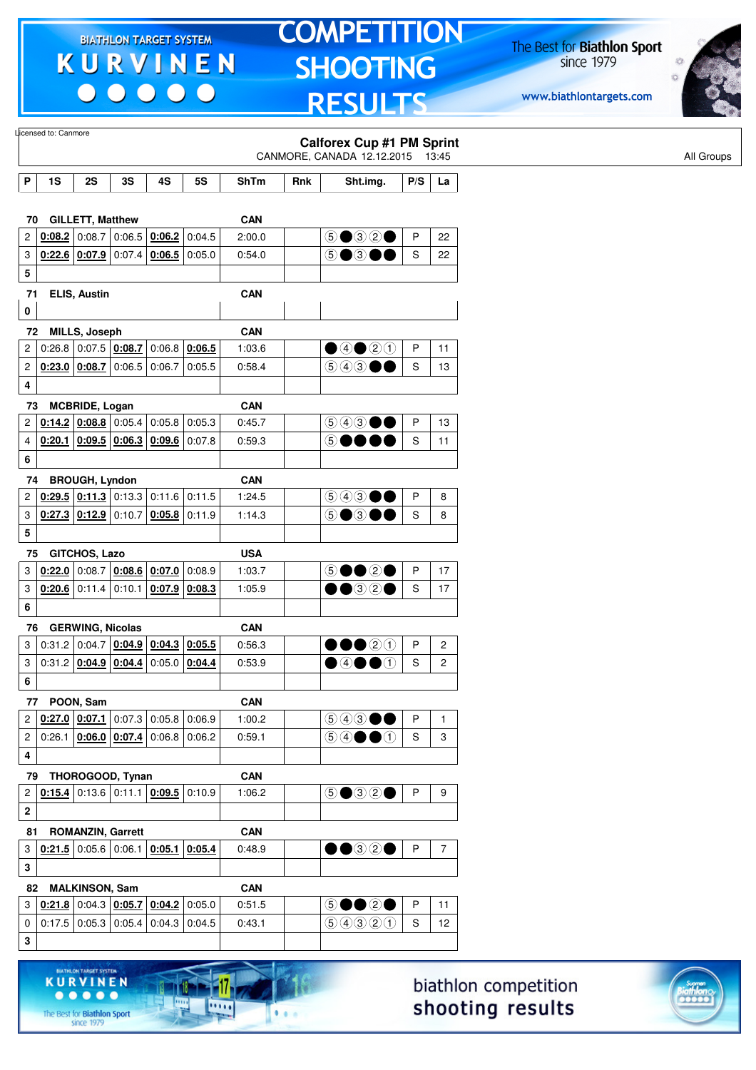Licensed to: Canmore

## Calforex Cup #1 PM Sprint

CANMORE, CANADA 12.12.2015 13:45

All Groups

| P | 1S | 2S | 3S | 4S | 5S | ShTm | Rnk | Sht.img. | P/S | La |
|---|---|---|---|---|---|---|---|---|---|---|
| **70** | **GILLETT, Matthew** | | | | | **CAN** | | | | |
| 2 | **0:08.2** | 0:08.7 | 0:06.5 | **0:06.2** | 0:04.5 | 2:00.0 | | ⑤●③②● | P | 22 |
| 3 | **0:22.6** | **0:07.9** | 0:07.4 | **0:06.5** | 0:05.0 | 0:54.0 | | ⑤●③●● | S | 22 |
| **5** | | | | | | | | | | |
| **71** | **ELIS, Austin** | | | | | **CAN** | | | | |
| **0** | | | | | | | | | | |
| **72** | **MILLS, Joseph** | | | | | **CAN** | | | | |
| 2 | 0:26.8 | 0:07.5 | **0:08.7** | 0:06.8 | **0:06.5** | 1:03.6 | | ●④●②① | P | 11 |
| 2 | **0:23.0** | **0:08.7** | 0:06.5 | 0:06.7 | 0:05.5 | 0:58.4 | | ⑤④③●● | S | 13 |
| **4** | | | | | | | | | | |
| **73** | **MCBRIDE, Logan** | | | | | **CAN** | | | | |
| 2 | **0:14.2** | **0:08.8** | 0:05.4 | 0:05.8 | 0:05.3 | 0:45.7 | | ⑤④③●● | P | 13 |
| 4 | **0:20.1** | **0:09.5** | **0:06.3** | **0:09.6** | 0:07.8 | 0:59.3 | | ⑤●●●● | S | 11 |
| **6** | | | | | | | | | | |
| **74** | **BROUGH, Lyndon** | | | | | **CAN** | | | | |
| 2 | **0:29.5** | **0:11.3** | 0:13.3 | 0:11.6 | 0:11.5 | 1:24.5 | | ⑤④③●● | P | 8 |
| 3 | **0:27.3** | **0:12.9** | 0:10.7 | **0:05.8** | 0:11.9 | 1:14.3 | | ⑤●③●● | S | 8 |
| **5** | | | | | | | | | | |
| **75** | **GITCHOS, Lazo** | | | | | **USA** | | | | |
| 3 | **0:22.0** | 0:08.7 | **0:08.6** | **0:07.0** | 0:08.9 | 1:03.7 | | ⑤●●②● | P | 17 |
| 3 | **0:20.6** | 0:11.4 | 0:10.1 | **0:07.9** | **0:08.3** | 1:05.9 | | ●●③②● | S | 17 |
| **6** | | | | | | | | | | |
| **76** | **GERWING, Nicolas** | | | | | **CAN** | | | | |
| 3 | 0:31.2 | 0:04.7 | **0:04.9** | **0:04.3** | **0:05.5** | 0:56.3 | | ●●●②① | P | 2 |
| 3 | 0:31.2 | **0:04.9** | **0:04.4** | 0:05.0 | **0:04.4** | 0:53.9 | | ●④●●① | S | 2 |
| **6** | | | | | | | | | | |
| **77** | **POON, Sam** | | | | | **CAN** | | | | |
| 2 | **0:27.0** | **0:07.1** | 0:07.3 | 0:05.8 | 0:06.9 | 1:00.2 | | ⑤④③●● | P | 1 |
| 2 | 0:26.1 | **0:06.0** | **0:07.4** | 0:06.8 | 0:06.2 | 0:59.1 | | ⑤④●●① | S | 3 |
| **4** | | | | | | | | | | |
| **79** | **THOROGOOD, Tynan** | | | | | **CAN** | | | | |
| 2 | **0:15.4** | 0:13.6 | 0:11.1 | **0:09.5** | 0:10.9 | 1:06.2 | | ⑤●③②● | P | 9 |
| **2** | | | | | | | | | | |
| **81** | **ROMANZIN, Garrett** | | | | | **CAN** | | | | |
| 3 | **0:21.5** | 0:05.6 | 0:06.1 | **0:05.1** | **0:05.4** | 0:48.9 | | ●●③②● | P | 7 |
| **3** | | | | | | | | | | |
| **82** | **MALKINSON, Sam** | | | | | **CAN** | | | | |
| 3 | **0:21.8** | 0:04.3 | **0:05.7** | **0:04.2** | 0:05.0 | 0:51.5 | | ⑤●●②● | P | 11 |
| 0 | 0:17.5 | 0:05.3 | 0:05.4 | 0:04.3 | 0:04.5 | 0:43.1 | | ⑤④③②① | S | 12 |
| **3** | | | | | | | | | | |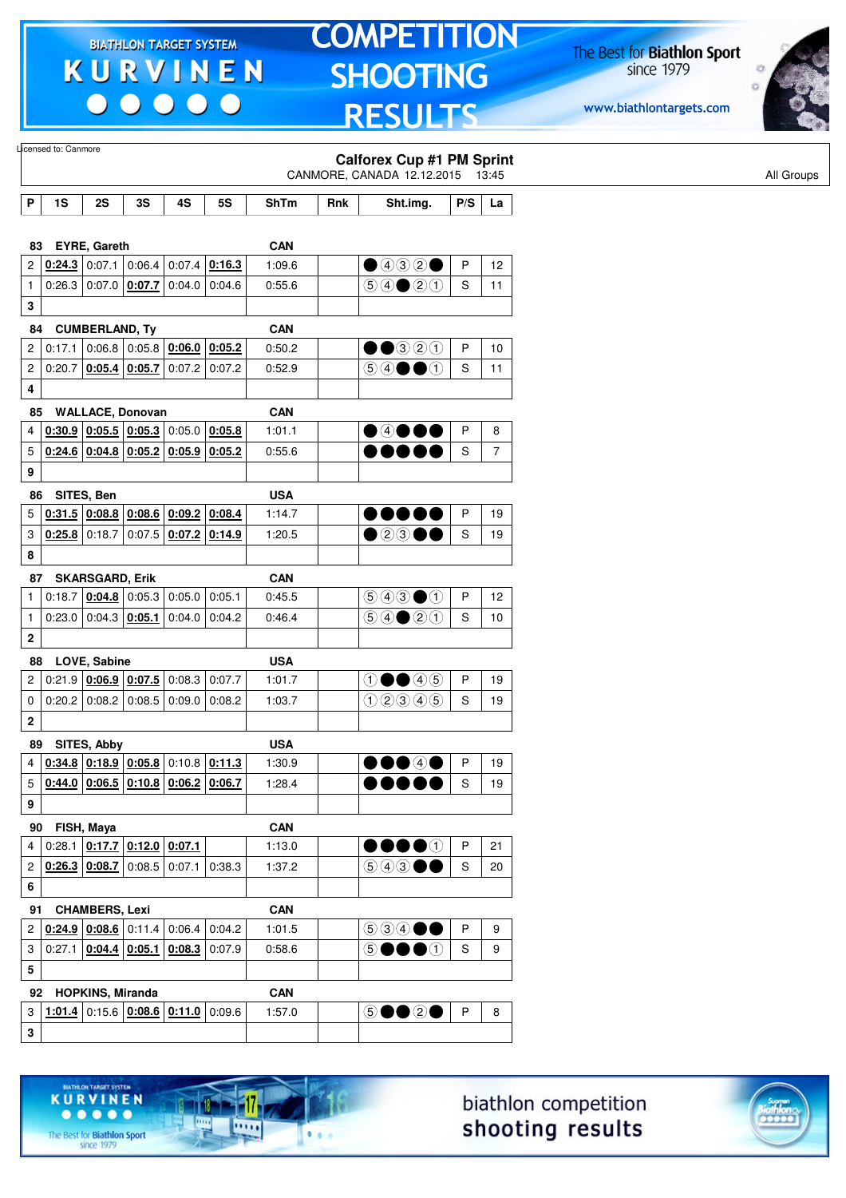Licensed to: Canmore

## Calforex Cup #1 PM Sprint

CANMORE, CANADA 12.12.2015 13:45

All Groups

| P | 1S | 2S | 3S | 4S | 5S | ShTm | Rnk | Sht.img. | P/S | La |
|---|---|---|---|---|---|---|---|---|---|---|
| **83 EYRE, Gareth** | | | | | | **CAN** | | | | |
| 2 | 0:24.3 | 0:07.1 | 0:06.4 | 0:07.4 | 0:16.3 | 1:09.6 | | ●④③②● | P | 12 |
| 1 | 0:26.3 | 0:07.0 | 0:07.7 | 0:04.0 | 0:04.6 | 0:55.6 | | ⑤④●②① | S | 11 |
| 3 | | | | | | | | | | |
| **84 CUMBERLAND, Ty** | | | | | | **CAN** | | | | |
| 2 | 0:17.1 | 0:06.8 | 0:05.8 | 0:06.0 | 0:05.2 | 0:50.2 | | ●●③②① | P | 10 |
| 2 | 0:20.7 | 0:05.4 | 0:05.7 | 0:07.2 | 0:07.2 | 0:52.9 | | ⑤④●●① | S | 11 |
| 4 | | | | | | | | | | |
| **85 WALLACE, Donovan** | | | | | | **CAN** | | | | |
| 4 | 0:30.9 | 0:05.5 | 0:05.3 | 0:05.0 | 0:05.8 | 1:01.1 | | ●④●●● | P | 8 |
| 5 | 0:24.6 | 0:04.8 | 0:05.2 | 0:05.9 | 0:05.2 | 0:55.6 | | ●●●●● | S | 7 |
| 9 | | | | | | | | | | |
| **86 SITES, Ben** | | | | | | **USA** | | | | |
| 5 | 0:31.5 | 0:08.8 | 0:08.6 | 0:09.2 | 0:08.4 | 1:14.7 | | ●●●●● | P | 19 |
| 3 | 0:25.8 | 0:18.7 | 0:07.5 | 0:07.2 | 0:14.9 | 1:20.5 | | ●②③●● | S | 19 |
| 8 | | | | | | | | | | |
| **87 SKARSGARD, Erik** | | | | | | **CAN** | | | | |
| 1 | 0:18.7 | 0:04.8 | 0:05.3 | 0:05.0 | 0:05.1 | 0:45.5 | | ⑤④③●① | P | 12 |
| 1 | 0:23.0 | 0:04.3 | 0:05.1 | 0:04.0 | 0:04.2 | 0:46.4 | | ⑤④●②① | S | 10 |
| 2 | | | | | | | | | | |
| **88 LOVE, Sabine** | | | | | | **USA** | | | | |
| 2 | 0:21.9 | 0:06.9 | 0:07.5 | 0:08.3 | 0:07.7 | 1:01.7 | | ①●●④⑤ | P | 19 |
| 0 | 0:20.2 | 0:08.2 | 0:08.5 | 0:09.0 | 0:08.2 | 1:03.7 | | ①②③④⑤ | S | 19 |
| 2 | | | | | | | | | | |
| **89 SITES, Abby** | | | | | | **USA** | | | | |
| 4 | 0:34.8 | 0:18.9 | 0:05.8 | 0:10.8 | 0:11.3 | 1:30.9 | | ●●●④● | P | 19 |
| 5 | 0:44.0 | 0:06.5 | 0:10.8 | 0:06.2 | 0:06.7 | 1:28.4 | | ●●●●● | S | 19 |
| 9 | | | | | | | | | | |
| **90 FISH, Maya** | | | | | | **CAN** | | | | |
| 4 | 0:28.1 | 0:17.7 | 0:12.0 | 0:07.1 | | 1:13.0 | | ●●●●① | P | 21 |
| 2 | 0:26.3 | 0:08.7 | 0:08.5 | 0:07.1 | 0:38.3 | 1:37.2 | | ⑤④③●● | S | 20 |
| 6 | | | | | | | | | | |
| **91 CHAMBERS, Lexi** | | | | | | **CAN** | | | | |
| 2 | 0:24.9 | 0:08.6 | 0:11.4 | 0:06.4 | 0:04.2 | 1:01.5 | | ⑤③④●● | P | 9 |
| 3 | 0:27.1 | 0:04.4 | 0:05.1 | 0:08.3 | 0:07.9 | 0:58.6 | | ⑤●●●① | S | 9 |
| 5 | | | | | | | | | | |
| **92 HOPKINS, Miranda** | | | | | | **CAN** | | | | |
| 3 | 1:01.4 | 0:15.6 | 0:08.6 | 0:11.0 | 0:09.6 | 1:57.0 | | ⑤●●②● | P | 8 |
| 3 | | | | | | | | | | |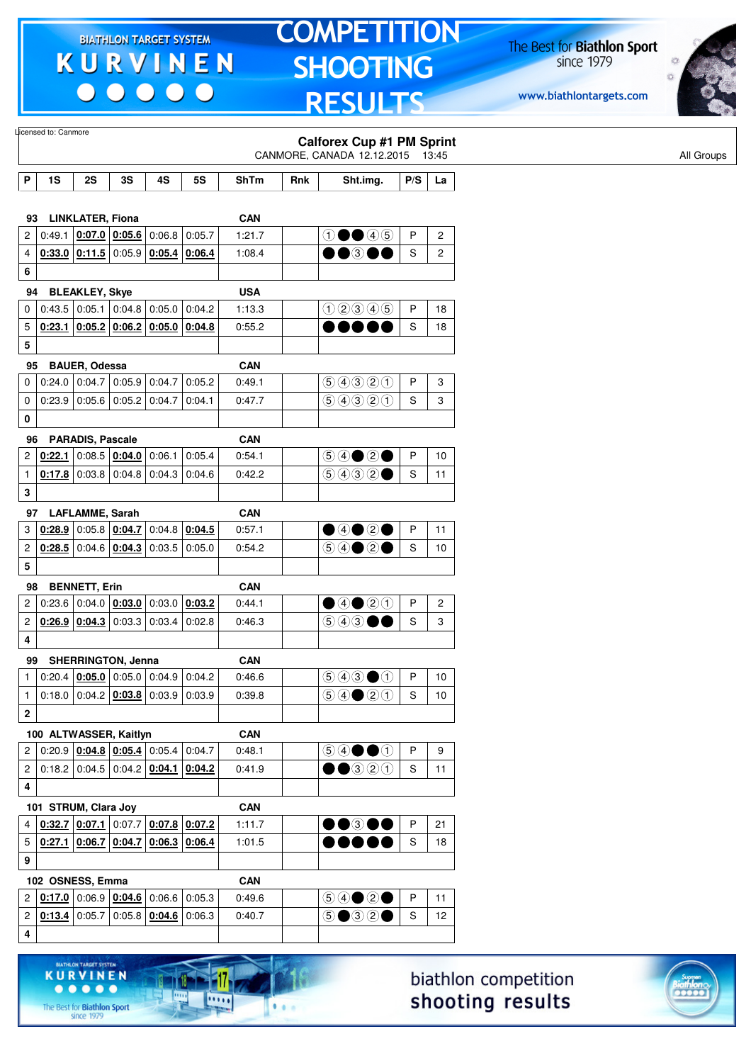Licensed to: Canmore

## Calforex Cup #1 PM Sprint

CANMORE, CANADA 12.12.2015 13:45

All Groups

| P | 1S | 2S | 3S | 4S | 5S | ShTm | Rnk | Sht.img. | P/S | La |
|---|---|---|---|---|---|---|---|---|---|---|
| **93** | **LINKLATER, Fiona** | | | | | **CAN** | | | | |
| 2 | 0:49.1 | 0:07.0 | 0:05.6 | 0:06.8 | 0:05.7 | 1:21.7 | | ① ● ● ④ ⑤ | P | 2 |
| 4 | 0:33.0 | 0:11.5 | 0:05.9 | 0:05.4 | 0:06.4 | 1:08.4 | | ● ● ③ ● ● | S | 2 |
| 6 | | | | | | | | | | |
| **94** | **BLEAKLEY, Skye** | | | | | **USA** | | | | |
| 0 | 0:43.5 | 0:05.1 | 0:04.8 | 0:05.0 | 0:04.2 | 1:13.3 | | ① ② ③ ④ ⑤ | P | 18 |
| 5 | 0:23.1 | 0:05.2 | 0:06.2 | 0:05.0 | 0:04.8 | 0:55.2 | | ● ● ● ● ● | S | 18 |
| 5 | | | | | | | | | | |
| **95** | **BAUER, Odessa** | | | | | **CAN** | | | | |
| 0 | 0:24.0 | 0:04.7 | 0:05.9 | 0:04.7 | 0:05.2 | 0:49.1 | | ⑤ ④ ③ ② ① | P | 3 |
| 0 | 0:23.9 | 0:05.6 | 0:05.2 | 0:04.7 | 0:04.1 | 0:47.7 | | ⑤ ④ ③ ② ① | S | 3 |
| 0 | | | | | | | | | | |
| **96** | **PARADIS, Pascale** | | | | | **CAN** | | | | |
| 2 | 0:22.1 | 0:08.5 | 0:04.0 | 0:06.1 | 0:05.4 | 0:54.1 | | ⑤ ④ ● ② ● | P | 10 |
| 1 | 0:17.8 | 0:03.8 | 0:04.8 | 0:04.3 | 0:04.6 | 0:42.2 | | ⑤ ④ ③ ② ● | S | 11 |
| 3 | | | | | | | | | | |
| **97** | **LAFLAMME, Sarah** | | | | | **CAN** | | | | |
| 3 | 0:28.9 | 0:05.8 | 0:04.7 | 0:04.8 | 0:04.5 | 0:57.1 | | ● ④ ● ② ● | P | 11 |
| 2 | 0:28.5 | 0:04.6 | 0:04.3 | 0:03.5 | 0:05.0 | 0:54.2 | | ⑤ ④ ● ② ● | S | 10 |
| 5 | | | | | | | | | | |
| **98** | **BENNETT, Erin** | | | | | **CAN** | | | | |
| 2 | 0:23.6 | 0:04.0 | 0:03.0 | 0:03.0 | 0:03.2 | 0:44.1 | | ● ④ ● ② ① | P | 2 |
| 2 | 0:26.9 | 0:04.3 | 0:03.3 | 0:03.4 | 0:02.8 | 0:46.3 | | ⑤ ④ ③ ● ● | S | 3 |
| 4 | | | | | | | | | | |
| **99** | **SHERRINGTON, Jenna** | | | | | **CAN** | | | | |
| 1 | 0:20.4 | 0:05.0 | 0:05.0 | 0:04.9 | 0:04.2 | 0:46.6 | | ⑤ ④ ③ ● ① | P | 10 |
| 1 | 0:18.0 | 0:04.2 | 0:03.8 | 0:03.9 | 0:03.9 | 0:39.8 | | ⑤ ④ ● ② ① | S | 10 |
| 2 | | | | | | | | | | |
| **100** | **ALTWASSER, Kaitlyn** | | | | | **CAN** | | | | |
| 2 | 0:20.9 | 0:04.8 | 0:05.4 | 0:05.4 | 0:04.7 | 0:48.1 | | ⑤ ④ ● ● ① | P | 9 |
| 2 | 0:18.2 | 0:04.5 | 0:04.2 | 0:04.1 | 0:04.2 | 0:41.9 | | ● ● ③ ② ① | S | 11 |
| 4 | | | | | | | | | | |
| **101** | **STRUM, Clara Joy** | | | | | **CAN** | | | | |
| 4 | 0:32.7 | 0:07.1 | 0:07.7 | 0:07.8 | 0:07.2 | 1:11.7 | | ● ● ③ ● ● | P | 21 |
| 5 | 0:27.1 | 0:06.7 | 0:04.7 | 0:06.3 | 0:06.4 | 1:01.5 | | ● ● ● ● ● | S | 18 |
| 9 | | | | | | | | | | |
| **102** | **OSNESS, Emma** | | | | | **CAN** | | | | |
| 2 | 0:17.0 | 0:06.9 | 0:04.6 | 0:06.6 | 0:05.3 | 0:49.6 | | ⑤ ④ ● ② ● | P | 11 |
| 2 | 0:13.4 | 0:05.7 | 0:05.8 | 0:04.6 | 0:06.3 | 0:40.7 | | ⑤ ● ③ ② ● | S | 12 |
| 4 | | | | | | | | | | |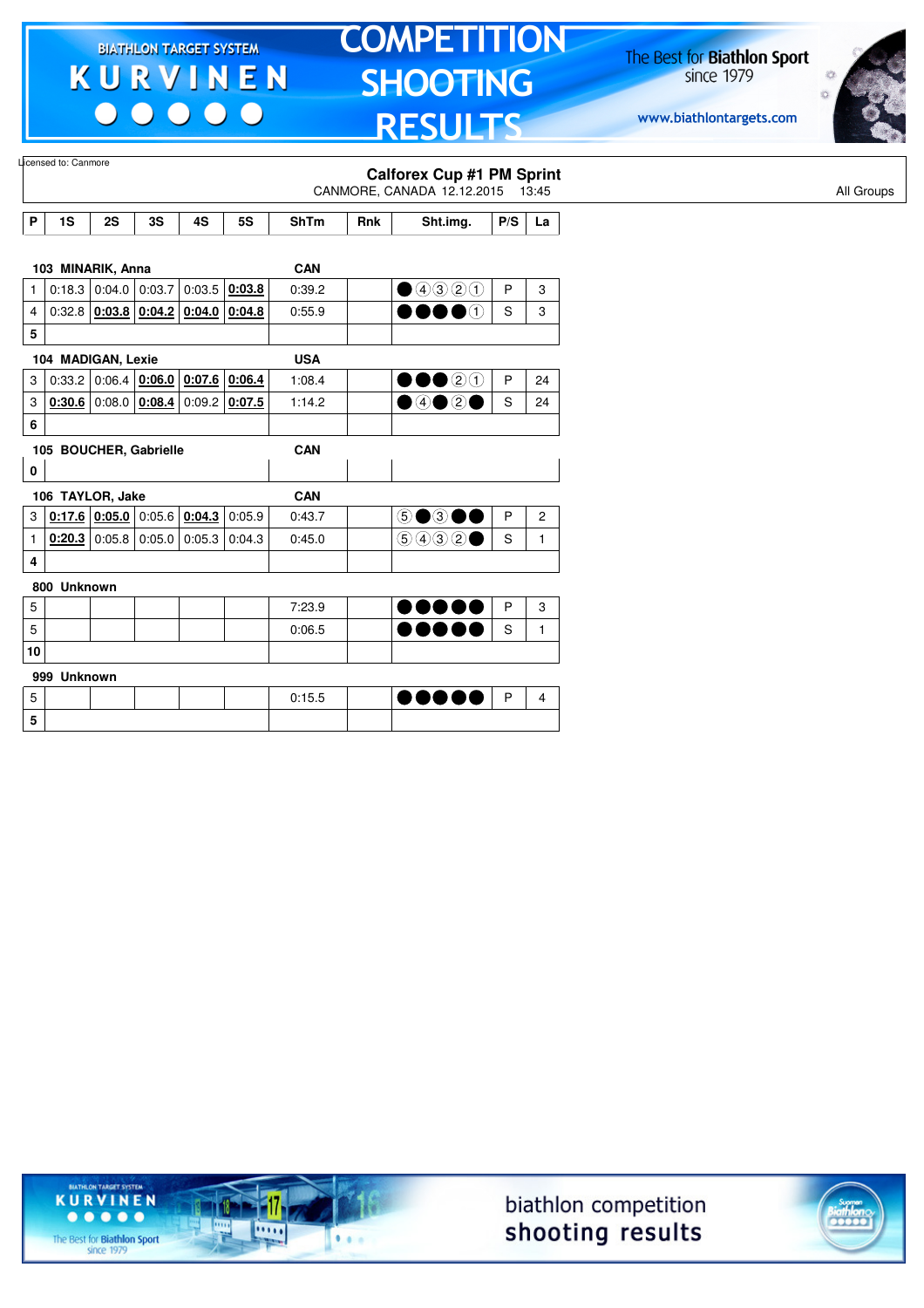Licensed to: Canmore

## Calforex Cup #1 PM Sprint

CANMORE, CANADA 12.12.2015 13:45

All Groups

| P | 1S | 2S | 3S | 4S | 5S | ShTm | Rnk | Sht.img. | P/S | La |
|---|---|---|---|---|---|---|---|---|---|---|
| **103 MINARIK, Anna** | | | | | | **CAN** | | | | |
| 1 | 0:18.3 | 0:04.0 | 0:03.7 | 0:03.5 | **0:03.8** | 0:39.2 | | ● ④ ③ ② ① | P | 3 |
| 4 | 0:32.8 | **0:03.8** | **0:04.2** | **0:04.0** | **0:04.8** | 0:55.9 | | ● ● ● ● ① | S | 3 |
| **5** | | | | | | | | | | |
| **104 MADIGAN, Lexie** | | | | | | **USA** | | | | |
| 3 | 0:33.2 | 0:06.4 | **0:06.0** | **0:07.6** | **0:06.4** | 1:08.4 | | ● ● ● ② ① | P | 24 |
| 3 | **0:30.6** | 0:08.0 | **0:08.4** | 0:09.2 | **0:07.5** | 1:14.2 | | ● ④ ● ② ● | S | 24 |
| **6** | | | | | | | | | | |
| **105 BOUCHER, Gabrielle** | | | | | | **CAN** | | | | |
| **0** | | | | | | | | | | |
| **106 TAYLOR, Jake** | | | | | | **CAN** | | | | |
| 3 | **0:17.6** | **0:05.0** | 0:05.6 | **0:04.3** | 0:05.9 | 0:43.7 | | ⑤ ● ③ ● ● | P | 2 |
| 1 | **0:20.3** | 0:05.8 | 0:05.0 | 0:05.3 | 0:04.3 | 0:45.0 | | ⑤ ④ ③ ② ● | S | 1 |
| **4** | | | | | | | | | | |
| **800 Unknown** | | | | | | | | | | |
| 5 | | | | | | 7:23.9 | | ● ● ● ● ● | P | 3 |
| 5 | | | | | | 0:06.5 | | ● ● ● ● ● | S | 1 |
| **10** | | | | | | | | | | |
| **999 Unknown** | | | | | | | | | | |
| 5 | | | | | | 0:15.5 | | ● ● ● ● ● | P | 4 |
| **5** | | | | | | | | | | |